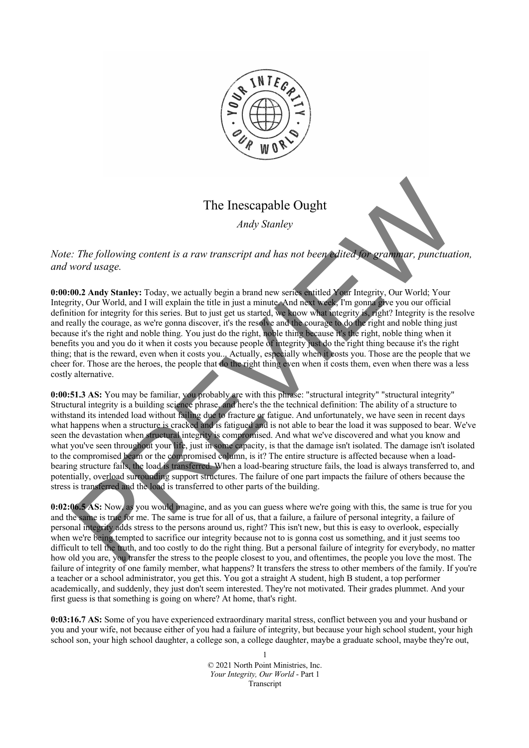# The Inescapable Ought

*Andy Stanley*

*Note: The following content is a raw transcript and has not been edited for grammar, punctuation, and word usage.*

**0:00:00.2 Andy Stanley:** Today, we actually begin a brand new series entitled Your Integrity, Our World; Your Integrity, Our World, and I will explain the title in just a minute. And next week, I'm gonna give you our official definition for integrity for this series. But to just get us started, we know what integrity is, right? Integrity is the resolve and really the courage, as we're gonna discover, it's the resolve and the courage to do the right and noble thing just because it's the right and noble thing. You just do the right, noble thing because it's the right, noble thing when it benefits you and you do it when it costs you because people of integrity just do the right thing because it's the right thing; that is the reward, even when it costs you... Actually, especially when it costs you. Those are the people that we cheer for. Those are the heroes, the people that do the right thing even when it costs them, even when there was a less costly alternative.

**0:00:51.3 AS:** You may be familiar, you probably are with this phrase: "structural integrity" "structural integrity" Structural integrity is a building science phrase, and here's the the technical definition: The ability of a structure to withstand its intended load without failing due to fracture or fatigue. And unfortunately, we have seen in recent days what happens when a structure is cracked and is fatigued and is not able to bear the load it was supposed to bear. We've seen the devastation when structural integrity is compromised. And what we've discovered and what you know and what you've seen throughout your life, just in some capacity, is that the damage isn't isolated. The damage isn't isolated to the compromised beam or the compromised column, is it? The entire structure is affected because when a load-bearing structure fails, the load is transferred. When a load-bearing structure fails, the load is always transferred to, and potentially, overload surrounding support structures. The failure of one part impacts the failure of others because the stress is transferred and the load is transferred to other parts of the building.

**0:02:06.5 AS:** Now, as you would imagine, and as you can guess where we're going with this, the same is true for you and the same is true for me. The same is true for all of us, that a failure, a failure of personal integrity, a failure of personal integrity adds stress to the persons around us, right? This isn't new, but this is easy to overlook, especially when we're being tempted to sacrifice our integrity because not to is gonna cost us something, and it just seems too difficult to tell the truth, and too costly to do the right thing. But a personal failure of integrity for everybody, no matter how old you are, you transfer the stress to the people closest to you, and oftentimes, the people you love the most. The failure of integrity of one family member, what happens? It transfers the stress to other members of the family. If you're a teacher or a school administrator, you get this. You got a straight A student, high B student, a top performer academically, and suddenly, they just don't seem interested. They're not motivated. Their grades plummet. And your first guess is that something is going on where? At home, that's right.

**0:03:16.7 AS:** Some of you have experienced extraordinary marital stress, conflict between you and your husband or you and your wife, not because either of you had a failure of integrity, but because your high school student, your high school son, your high school daughter, a college son, a college daughter, maybe a graduate school, maybe they're out,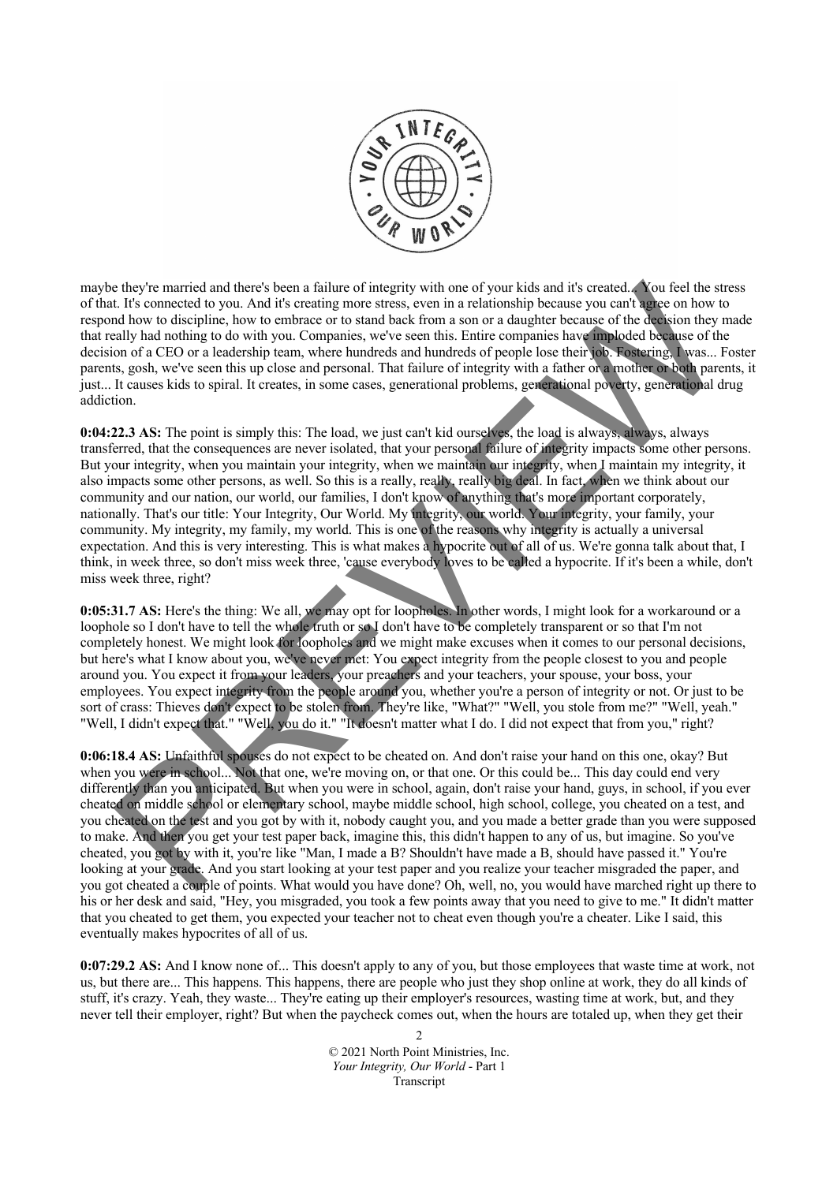maybe they're married and there's been a failure of integrity with one of your kids and it's created... You feel the stress of that. It's connected to you. And it's creating more stress, even in a relationship because you can't agree on how to respond how to discipline, how to embrace or to stand back from a son or a daughter because of the decision they made that really had nothing to do with you. Companies, we've seen this. Entire companies have imploded because of the decision of a CEO or a leadership team, where hundreds and hundreds of people lose their job. Fostering, I was... Foster parents, gosh, we've seen this up close and personal. That failure of integrity with a father or a mother or both parents, it just... It causes kids to spiral. It creates, in some cases, generational problems, generational poverty, generational drug addiction.

**0:04:22.3 AS:** The point is simply this: The load, we just can't kid ourselves, the load is always, always, always transferred, that the consequences are never isolated, that your personal failure of integrity impacts some other persons. But your integrity, when you maintain your integrity, when we maintain our integrity, when I maintain my integrity, it also impacts some other persons, as well. So this is a really, really, really big deal. In fact, when we think about our community and our nation, our world, our families, I don't know of anything that's more important corporately, nationally. That's our title: Your Integrity, Our World. My integrity, our world. Your integrity, your family, your community. My integrity, my family, my world. This is one of the reasons why integrity is actually a universal expectation. And this is very interesting. This is what makes a hypocrite out of all of us. We're gonna talk about that, I think, in week three, so don't miss week three, 'cause everybody loves to be called a hypocrite. If it's been a while, don't miss week three, right?

**0:05:31.7 AS:** Here's the thing: We all, we may opt for loopholes. In other words, I might look for a workaround or a loophole so I don't have to tell the whole truth or so I don't have to be completely transparent or so that I'm not completely honest. We might look for loopholes and we might make excuses when it comes to our personal decisions, but here's what I know about you, we've never met: You expect integrity from the people closest to you and people around you. You expect it from your leaders, your preachers and your teachers, your spouse, your boss, your employees. You expect integrity from the people around you, whether you're a person of integrity or not. Or just to be sort of crass: Thieves don't expect to be stolen from. They're like, "What?" "Well, you stole from me?" "Well, yeah." "Well, I didn't expect that." "Well, you do it." "It doesn't matter what I do. I did not expect that from you," right?

**0:06:18.4 AS:** Unfaithful spouses do not expect to be cheated on. And don't raise your hand on this one, okay? But when you were in school... Not that one, we're moving on, or that one. Or this could be... This day could end very differently than you anticipated. But when you were in school, again, don't raise your hand, guys, in school, if you ever cheated on middle school or elementary school, maybe middle school, high school, college, you cheated on a test, and you cheated on the test and you got by with it, nobody caught you, and you made a better grade than you were supposed to make. And then you get your test paper back, imagine this, this didn't happen to any of us, but imagine. So you've cheated, you got by with it, you're like "Man, I made a B? Shouldn't have made a B, should have passed it." You're looking at your grade. And you start looking at your test paper and you realize your teacher misgraded the paper, and you got cheated a couple of points. What would you have done? Oh, well, no, you would have marched right up there to his or her desk and said, "Hey, you misgraded, you took a few points away that you need to give to me." It didn't matter that you cheated to get them, you expected your teacher not to cheat even though you're a cheater. Like I said, this eventually makes hypocrites of all of us.

**0:07:29.2 AS:** And I know none of... This doesn't apply to any of you, but those employees that waste time at work, not us, but there are... This happens. This happens, there are people who just they shop online at work, they do all kinds of stuff, it's crazy. Yeah, they waste... They're eating up their employer's resources, wasting time at work, but, and they never tell their employer, right? But when the paycheck comes out, when the hours are totaled up, when they get their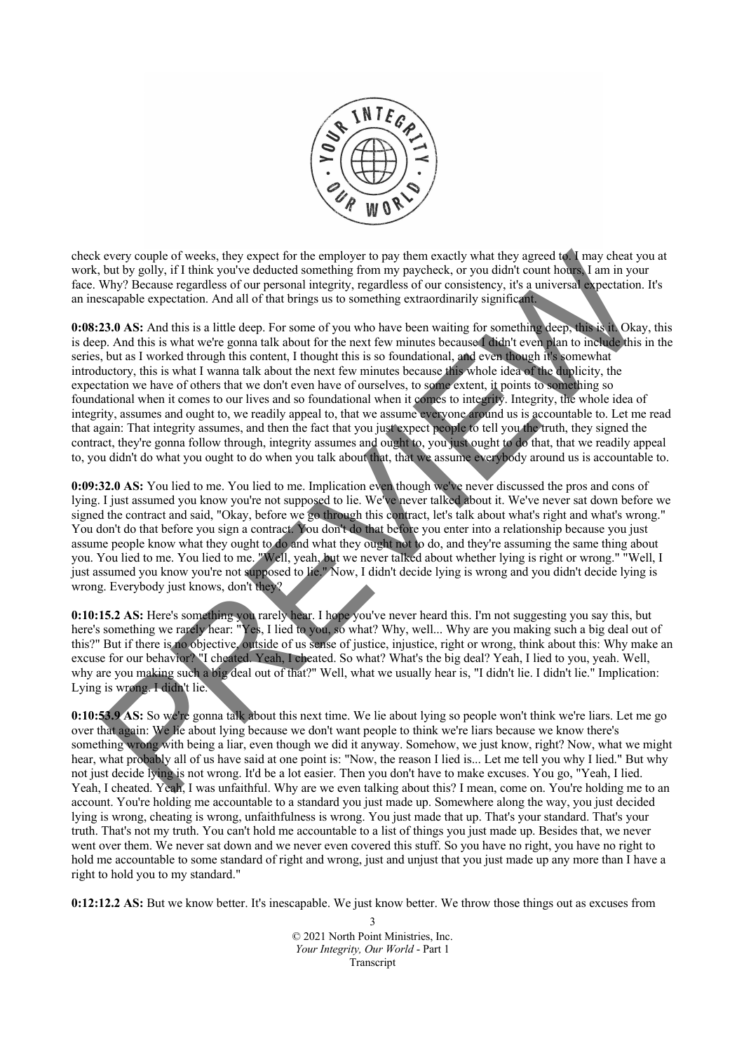check every couple of weeks, they expect for the employer to pay them exactly what they agreed to. I may cheat you at work, but by golly, if I think you've deducted something from my paycheck, or you didn't count hours, I am in your face. Why? Because regardless of our personal integrity, regardless of our consistency, it's a universal expectation. It's an inescapable expectation. And all of that brings us to something extraordinarily significant.

**0:08:23.0 AS:** And this is a little deep. For some of you who have been waiting for something deep, this is it. Okay, this is deep. And this is what we're gonna talk about for the next few minutes because I didn't even plan to include this in the series, but as I worked through this content, I thought this is so foundational, and even though it's somewhat introductory, this is what I wanna talk about the next few minutes because this whole idea of the duplicity, the expectation we have of others that we don't even have of ourselves, to some extent, it points to something so foundational when it comes to our lives and so foundational when it comes to integrity. Integrity, the whole idea of integrity, assumes and ought to, we readily appeal to, that we assume everyone around us is accountable to. Let me read that again: That integrity assumes, and then the fact that you just expect people to tell you the truth, they signed the contract, they're gonna follow through, integrity assumes and ought to, you just ought to do that, that we readily appeal to, you didn't do what you ought to do when you talk about that, that we assume everybody around us is accountable to.

**0:09:32.0 AS:** You lied to me. You lied to me. Implication even though we've never discussed the pros and cons of lying. I just assumed you know you're not supposed to lie. We've never talked about it. We've never sat down before we signed the contract and said, "Okay, before we go through this contract, let's talk about what's right and what's wrong." You don't do that before you sign a contract. You don't do that before you enter into a relationship because you just assume people know what they ought to do and what they ought not to do, and they're assuming the same thing about you. You lied to me. You lied to me. "Well, yeah, but we never talked about whether lying is right or wrong." "Well, I just assumed you know you're not supposed to lie." Now, I didn't decide lying is wrong and you didn't decide lying is wrong. Everybody just knows, don't they?

**0:10:15.2 AS:** Here's something you rarely hear. I hope you've never heard this. I'm not suggesting you say this, but here's something we rarely hear: "Yes, I lied to you, so what? Why, well... Why are you making such a big deal out of this?" But if there is no objective, outside of us sense of justice, injustice, right or wrong, think about this: Why make an excuse for our behavior? "I cheated. Yeah, I cheated. So what? What's the big deal? Yeah, I lied to you, yeah. Well, why are you making such a big deal out of that?" Well, what we usually hear is, "I didn't lie. I didn't lie." Implication: Lying is wrong. I didn't lie.

**0:10:53.9 AS:** So we're gonna talk about this next time. We lie about lying so people won't think we're liars. Let me go over that again: We lie about lying because we don't want people to think we're liars because we know there's something wrong with being a liar, even though we did it anyway. Somehow, we just know, right? Now, what we might hear, what probably all of us have said at one point is: "Now, the reason I lied is... Let me tell you why I lied." But why not just decide lying is not wrong. It'd be a lot easier. Then you don't have to make excuses. You go, "Yeah, I lied. Yeah, I cheated. Yeah, I was unfaithful. Why are we even talking about this? I mean, come on. You're holding me to an account. You're holding me accountable to a standard you just made up. Somewhere along the way, you just decided lying is wrong, cheating is wrong, unfaithfulness is wrong. You just made that up. That's your standard. That's your truth. That's not my truth. You can't hold me accountable to a list of things you just made up. Besides that, we never went over them. We never sat down and we never even covered this stuff. So you have no right, you have no right to hold me accountable to some standard of right and wrong, just and unjust that you just made up any more than I have a right to hold you to my standard."

**0:12:12.2 AS:** But we know better. It's inescapable. We just know better. We throw those things out as excuses from

© 2021 North Point Ministries, Inc.
*Your Integrity, Our World* - Part 1
Transcript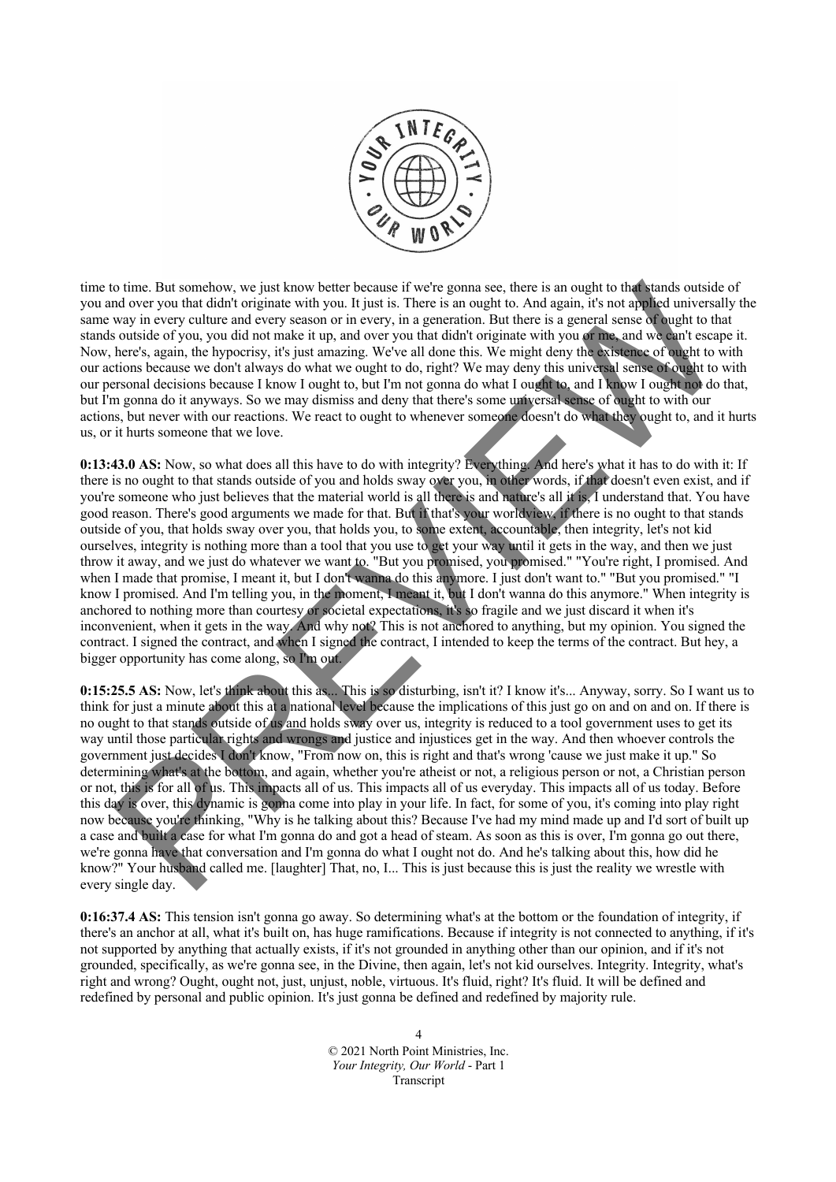time to time. But somehow, we just know better because if we're gonna see, there is an ought to that stands outside of you and over you that didn't originate with you. It just is. There is an ought to. And again, it's not applied universally the same way in every culture and every season or in every, in a generation. But there is a general sense of ought to that stands outside of you, you did not make it up, and over you that didn't originate with you or me, and we can't escape it. Now, here's, again, the hypocrisy, it's just amazing. We've all done this. We might deny the existence of ought to with our actions because we don't always do what we ought to do, right? We may deny this universal sense of ought to with our personal decisions because I know I ought to, but I'm not gonna do what I ought to, and I know I ought not do that, but I'm gonna do it anyways. So we may dismiss and deny that there's some universal sense of ought to with our actions, but never with our reactions. We react to ought to whenever someone doesn't do what they ought to, and it hurts us, or it hurts someone that we love.

**0:13:43.0 AS:** Now, so what does all this have to do with integrity? Everything. And here's what it has to do with it: If there is no ought to that stands outside of you and holds sway over you, in other words, if that doesn't even exist, and if you're someone who just believes that the material world is all there is and nature's all it is, I understand that. You have good reason. There's good arguments we made for that. But if that's your worldview, if there is no ought to that stands outside of you, that holds sway over you, that holds you, to some extent, accountable, then integrity, let's not kid ourselves, integrity is nothing more than a tool that you use to get your way until it gets in the way, and then we just throw it away, and we just do whatever we want to. "But you promised, you promised." "You're right, I promised. And when I made that promise, I meant it, but I don't wanna do this anymore. I just don't want to." "But you promised." "I know I promised. And I'm telling you, in the moment, I meant it, but I don't wanna do this anymore." When integrity is anchored to nothing more than courtesy or societal expectations, it's so fragile and we just discard it when it's inconvenient, when it gets in the way. And why not? This is not anchored to anything, but my opinion. You signed the contract. I signed the contract, and when I signed the contract, I intended to keep the terms of the contract. But hey, a bigger opportunity has come along, so I'm out.

**0:15:25.5 AS:** Now, let's think about this as... This is so disturbing, isn't it? I know it's... Anyway, sorry. So I want us to think for just a minute about this at a national level because the implications of this just go on and on and on. If there is no ought to that stands outside of us and holds sway over us, integrity is reduced to a tool government uses to get its way until those particular rights and wrongs and justice and injustices get in the way. And then whoever controls the government just decides I don't know, "From now on, this is right and that's wrong 'cause we just make it up." So determining what's at the bottom, and again, whether you're atheist or not, a religious person or not, a Christian person or not, this is for all of us. This impacts all of us. This impacts all of us everyday. This impacts all of us today. Before this day is over, this dynamic is gonna come into play in your life. In fact, for some of you, it's coming into play right now because you're thinking, "Why is he talking about this? Because I've had my mind made up and I'd sort of built up a case and built a case for what I'm gonna do and got a head of steam. As soon as this is over, I'm gonna go out there, we're gonna have that conversation and I'm gonna do what I ought not do. And he's talking about this, how did he know?" Your husband called me. [laughter] That, no, I... This is just because this is just the reality we wrestle with every single day.

**0:16:37.4 AS:** This tension isn't gonna go away. So determining what's at the bottom or the foundation of integrity, if there's an anchor at all, what it's built on, has huge ramifications. Because if integrity is not connected to anything, if it's not supported by anything that actually exists, if it's not grounded in anything other than our opinion, and if it's not grounded, specifically, as we're gonna see, in the Divine, then again, let's not kid ourselves. Integrity. Integrity, what's right and wrong? Ought, ought not, just, unjust, noble, virtuous. It's fluid, right? It's fluid. It will be defined and redefined by personal and public opinion. It's just gonna be defined and redefined by majority rule.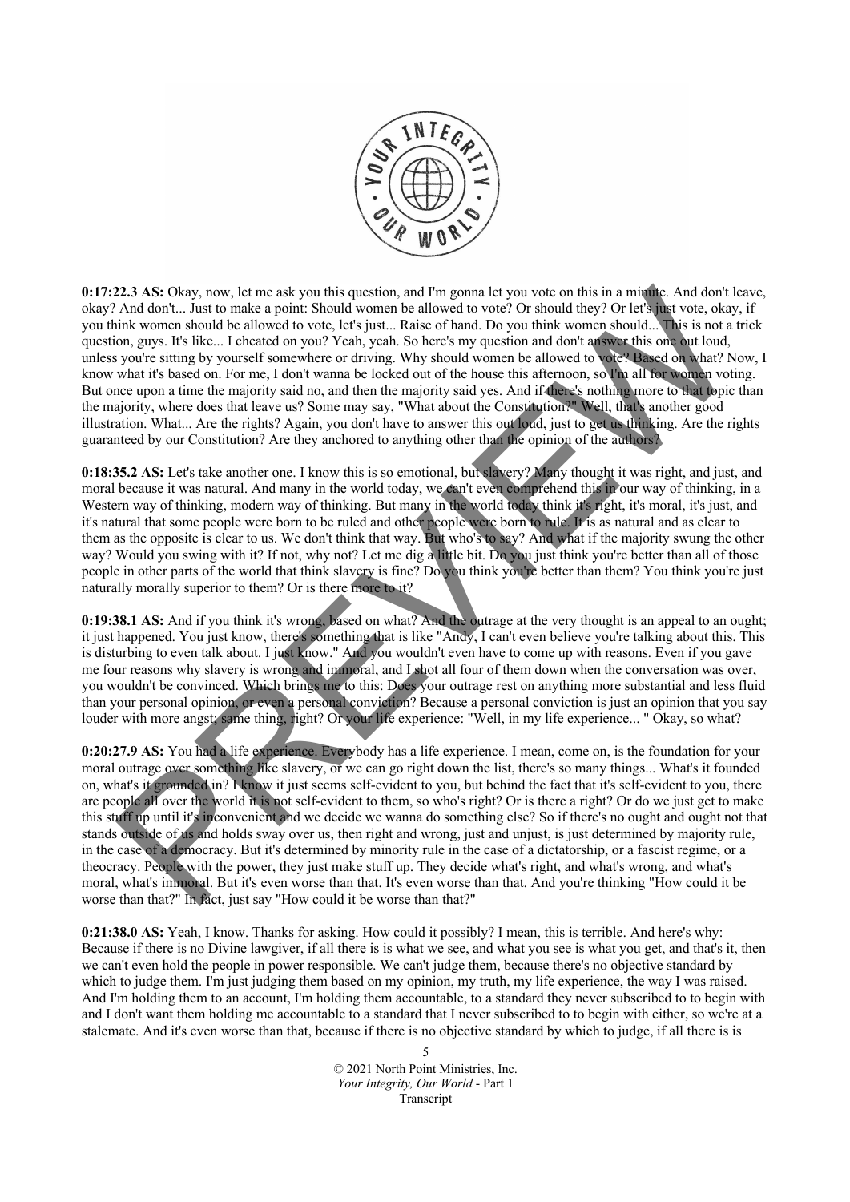**0:17:22.3 AS:** Okay, now, let me ask you this question, and I'm gonna let you vote on this in a minute. And don't leave, okay? And don't... Just to make a point: Should women be allowed to vote? Or should they? Or let's just vote, okay, if you think women should be allowed to vote, let's just... Raise of hand. Do you think women should... This is not a trick question, guys. It's like... I cheated on you? Yeah, yeah. So here's my question and don't answer this one out loud, unless you're sitting by yourself somewhere or driving. Why should women be allowed to vote? Based on what? Now, I know what it's based on. For me, I don't wanna be locked out of the house this afternoon, so I'm all for women voting. But once upon a time the majority said no, and then the majority said yes. And if there's nothing more to that topic than the majority, where does that leave us? Some may say, "What about the Constitution?" Well, that's another good illustration. What... Are the rights? Again, you don't have to answer this out loud, just to get us thinking. Are the rights guaranteed by our Constitution? Are they anchored to anything other than the opinion of the authors?

**0:18:35.2 AS:** Let's take another one. I know this is so emotional, but slavery? Many thought it was right, and just, and moral because it was natural. And many in the world today, we can't even comprehend this in our way of thinking, in a Western way of thinking, modern way of thinking. But many in the world today think it's right, it's moral, it's just, and it's natural that some people were born to be ruled and other people were born to rule. It is as natural and as clear to them as the opposite is clear to us. We don't think that way. But who's to say? And what if the majority swung the other way? Would you swing with it? If not, why not? Let me dig a little bit. Do you just think you're better than all of those people in other parts of the world that think slavery is fine? Do you think you're better than them? You think you're just naturally morally superior to them? Or is there more to it?

**0:19:38.1 AS:** And if you think it's wrong, based on what? And the outrage at the very thought is an appeal to an ought; it just happened. You just know, there's something that is like "Andy, I can't even believe you're talking about this. This is disturbing to even talk about. I just know." And you wouldn't even have to come up with reasons. Even if you gave me four reasons why slavery is wrong and immoral, and I shot all four of them down when the conversation was over, you wouldn't be convinced. Which brings me to this: Does your outrage rest on anything more substantial and less fluid than your personal opinion, or even a personal conviction? Because a personal conviction is just an opinion that you say louder with more angst; same thing, right? Or your life experience: "Well, in my life experience... " Okay, so what?

**0:20:27.9 AS:** You had a life experience. Everybody has a life experience. I mean, come on, is the foundation for your moral outrage over something like slavery, or we can go right down the list, there's so many things... What's it founded on, what's it grounded in? I know it just seems self-evident to you, but behind the fact that it's self-evident to you, there are people all over the world it is not self-evident to them, so who's right? Or is there a right? Or do we just get to make this stuff up until it's inconvenient and we decide we wanna do something else? So if there's no ought and ought not that stands outside of us and holds sway over us, then right and wrong, just and unjust, is just determined by majority rule, in the case of a democracy. But it's determined by minority rule in the case of a dictatorship, or a fascist regime, or a theocracy. People with the power, they just make stuff up. They decide what's right, and what's wrong, and what's moral, what's immoral. But it's even worse than that. It's even worse than that. And you're thinking "How could it be worse than that?" In fact, just say "How could it be worse than that?"

**0:21:38.0 AS:** Yeah, I know. Thanks for asking. How could it possibly? I mean, this is terrible. And here's why: Because if there is no Divine lawgiver, if all there is is what we see, and what you see is what you get, and that's it, then we can't even hold the people in power responsible. We can't judge them, because there's no objective standard by which to judge them. I'm just judging them based on my opinion, my truth, my life experience, the way I was raised. And I'm holding them to an account, I'm holding them accountable, to a standard they never subscribed to to begin with and I don't want them holding me accountable to a standard that I never subscribed to to begin with either, so we're at a stalemate. And it's even worse than that, because if there is no objective standard by which to judge, if all there is is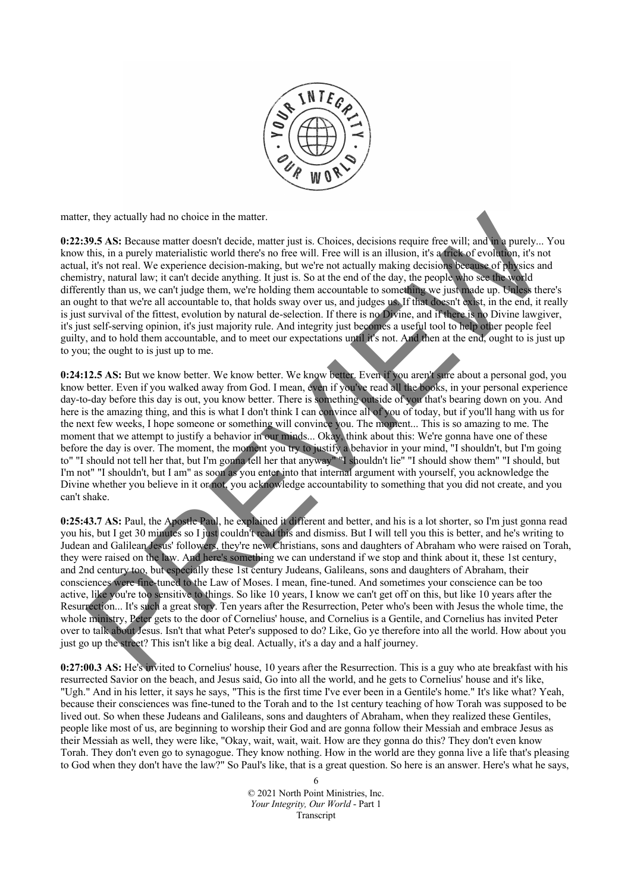matter, they actually had no choice in the matter.

**0:22:39.5 AS:** Because matter doesn't decide, matter just is. Choices, decisions require free will; and in a purely... You know this, in a purely materialistic world there's no free will. Free will is an illusion, it's a trick of evolution, it's not actual, it's not real. We experience decision-making, but we're not actually making decisions because of physics and chemistry, natural law; it can't decide anything. It just is. So at the end of the day, the people who see the world differently than us, we can't judge them, we're holding them accountable to something we just made up. Unless there's an ought to that we're all accountable to, that holds sway over us, and judges us. If that doesn't exist, in the end, it really is just survival of the fittest, evolution by natural de-selection. If there is no Divine, and if there is no Divine lawgiver, it's just self-serving opinion, it's just majority rule. And integrity just becomes a useful tool to help other people feel guilty, and to hold them accountable, and to meet our expectations until it's not. And then at the end, ought to is just up to you; the ought to is just up to me.

**0:24:12.5 AS:** But we know better. We know better. We know better. Even if you aren't sure about a personal god, you know better. Even if you walked away from God. I mean, even if you've read all the books, in your personal experience day-to-day before this day is out, you know better. There is something outside of you that's bearing down on you. And here is the amazing thing, and this is what I don't think I can convince all of you of today, but if you'll hang with us for the next few weeks, I hope someone or something will convince you. The moment... This is so amazing to me. The moment that we attempt to justify a behavior in our minds... Okay, think about this: We're gonna have one of these before the day is over. The moment, the moment you try to justify a behavior in your mind, "I shouldn't, but I'm going to" "I should not tell her that, but I'm gonna tell her that anyway" "I shouldn't lie" "I should show them" "I should, but I'm not" "I shouldn't, but I am" as soon as you enter into that internal argument with yourself, you acknowledge the Divine whether you believe in it or not, you acknowledge accountability to something that you did not create, and you can't shake.

**0:25:43.7 AS:** Paul, the Apostle Paul, he explained it different and better, and his is a lot shorter, so I'm just gonna read you his, but I get 30 minutes so I just couldn't read this and dismiss. But I will tell you this is better, and he's writing to Judean and Galilean Jesus' followers, they're new Christians, sons and daughters of Abraham who were raised on Torah, they were raised on the law. And here's something we can understand if we stop and think about it, these 1st century, and 2nd century too, but especially these 1st century Judeans, Galileans, sons and daughters of Abraham, their consciences were fine-tuned to the Law of Moses. I mean, fine-tuned. And sometimes your conscience can be too active, like you're too sensitive to things. So like 10 years, I know we can't get off on this, but like 10 years after the Resurrection... It's such a great story. Ten years after the Resurrection, Peter who's been with Jesus the whole time, the whole ministry, Peter gets to the door of Cornelius' house, and Cornelius is a Gentile, and Cornelius has invited Peter over to talk about Jesus. Isn't that what Peter's supposed to do? Like, Go ye therefore into all the world. How about you just go up the street? This isn't like a big deal. Actually, it's a day and a half journey.

**0:27:00.3 AS:** He's invited to Cornelius' house, 10 years after the Resurrection. This is a guy who ate breakfast with his resurrected Savior on the beach, and Jesus said, Go into all the world, and he gets to Cornelius' house and it's like, "Ugh." And in his letter, it says he says, "This is the first time I've ever been in a Gentile's home." It's like what? Yeah, because their consciences was fine-tuned to the Torah and to the 1st century teaching of how Torah was supposed to be lived out. So when these Judeans and Galileans, sons and daughters of Abraham, when they realized these Gentiles, people like most of us, are beginning to worship their God and are gonna follow their Messiah and embrace Jesus as their Messiah as well, they were like, "Okay, wait, wait, wait. How are they gonna do this? They don't even know Torah. They don't even go to synagogue. They know nothing. How in the world are they gonna live a life that's pleasing to God when they don't have the law?" So Paul's like, that is a great question. So here is an answer. Here's what he says,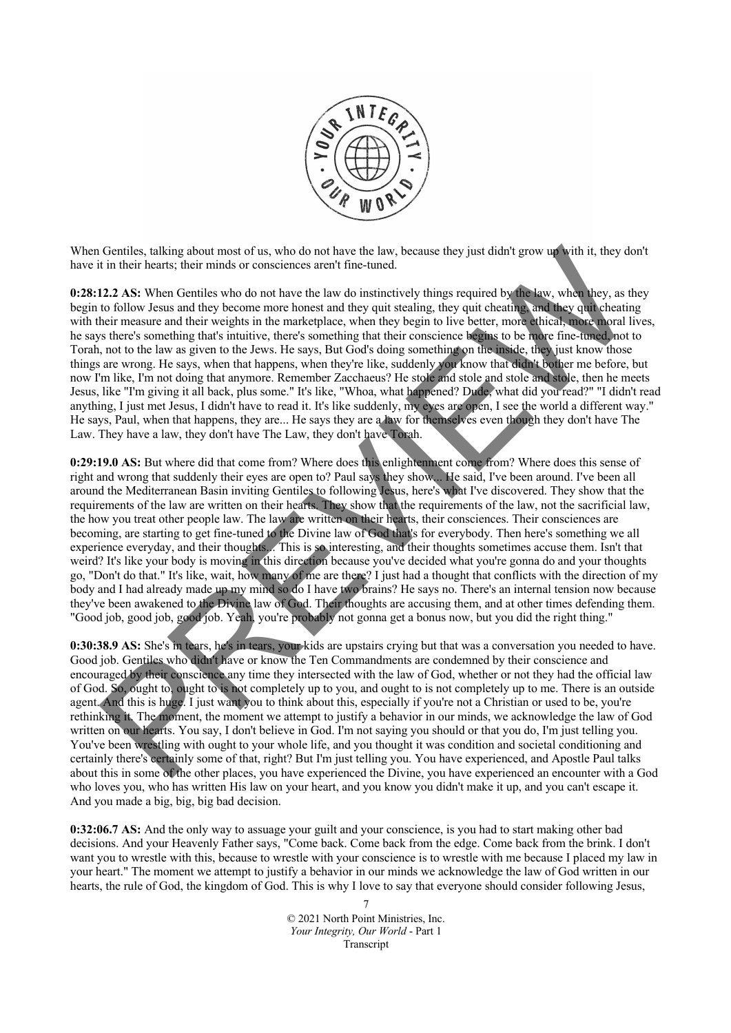When Gentiles, talking about most of us, who do not have the law, because they just didn't grow up with it, they don't have it in their hearts; their minds or consciences aren't fine-tuned.

**0:28:12.2 AS:** When Gentiles who do not have the law do instinctively things required by the law, when they, as they begin to follow Jesus and they become more honest and they quit stealing, they quit cheating, and they quit cheating with their measure and their weights in the marketplace, when they begin to live better, more ethical, more moral lives, he says there's something that's intuitive, there's something that their conscience begins to be more fine-tuned, not to Torah, not to the law as given to the Jews. He says, But God's doing something on the inside, they just know those things are wrong. He says, when that happens, when they're like, suddenly you know that didn't bother me before, but now I'm like, I'm not doing that anymore. Remember Zacchaeus? He stole and stole and stole and stole, then he meets Jesus, like "I'm giving it all back, plus some." It's like, "Whoa, what happened? Dude, what did you read?" "I didn't read anything, I just met Jesus, I didn't have to read it. It's like suddenly, my eyes are open, I see the world a different way." He says, Paul, when that happens, they are... He says they are a law for themselves even though they don't have The Law. They have a law, they don't have The Law, they don't have Torah.

**0:29:19.0 AS:** But where did that come from? Where does this enlightenment come from? Where does this sense of right and wrong that suddenly their eyes are open to? Paul says they show... He said, I've been around. I've been all around the Mediterranean Basin inviting Gentiles to following Jesus, here's what I've discovered. They show that the requirements of the law are written on their hearts. They show that the requirements of the law, not the sacrificial law, the how you treat other people law. The law are written on their hearts, their consciences. Their consciences are becoming, are starting to get fine-tuned to the Divine law of God that's for everybody. Then here's something we all experience everyday, and their thoughts... This is so interesting, and their thoughts sometimes accuse them. Isn't that weird? It's like your body is moving in this direction because you've decided what you're gonna do and your thoughts go, "Don't do that." It's like, wait, how many of me are there? I just had a thought that conflicts with the direction of my body and I had already made up my mind so do I have two brains? He says no. There's an internal tension now because they've been awakened to the Divine law of God. Their thoughts are accusing them, and at other times defending them. "Good job, good job, good job. Yeah, you're probably not gonna get a bonus now, but you did the right thing."

**0:30:38.9 AS:** She's in tears, he's in tears, your kids are upstairs crying but that was a conversation you needed to have. Good job. Gentiles who didn't have or know the Ten Commandments are condemned by their conscience and encouraged by their conscience any time they intersected with the law of God, whether or not they had the official law of God. So, ought to, ought to is not completely up to you, and ought to is not completely up to me. There is an outside agent. And this is huge. I just want you to think about this, especially if you're not a Christian or used to be, you're rethinking it. The moment, the moment we attempt to justify a behavior in our minds, we acknowledge the law of God written on our hearts. You say, I don't believe in God. I'm not saying you should or that you do, I'm just telling you. You've been wrestling with ought to your whole life, and you thought it was condition and societal conditioning and certainly there's certainly some of that, right? But I'm just telling you. You have experienced, and Apostle Paul talks about this in some of the other places, you have experienced the Divine, you have experienced an encounter with a God who loves you, who has written His law on your heart, and you know you didn't make it up, and you can't escape it. And you made a big, big, big bad decision.

**0:32:06.7 AS:** And the only way to assuage your guilt and your conscience, is you had to start making other bad decisions. And your Heavenly Father says, "Come back. Come back from the edge. Come back from the brink. I don't want you to wrestle with this, because to wrestle with your conscience is to wrestle with me because I placed my law in your heart." The moment we attempt to justify a behavior in our minds we acknowledge the law of God written in our hearts, the rule of God, the kingdom of God. This is why I love to say that everyone should consider following Jesus,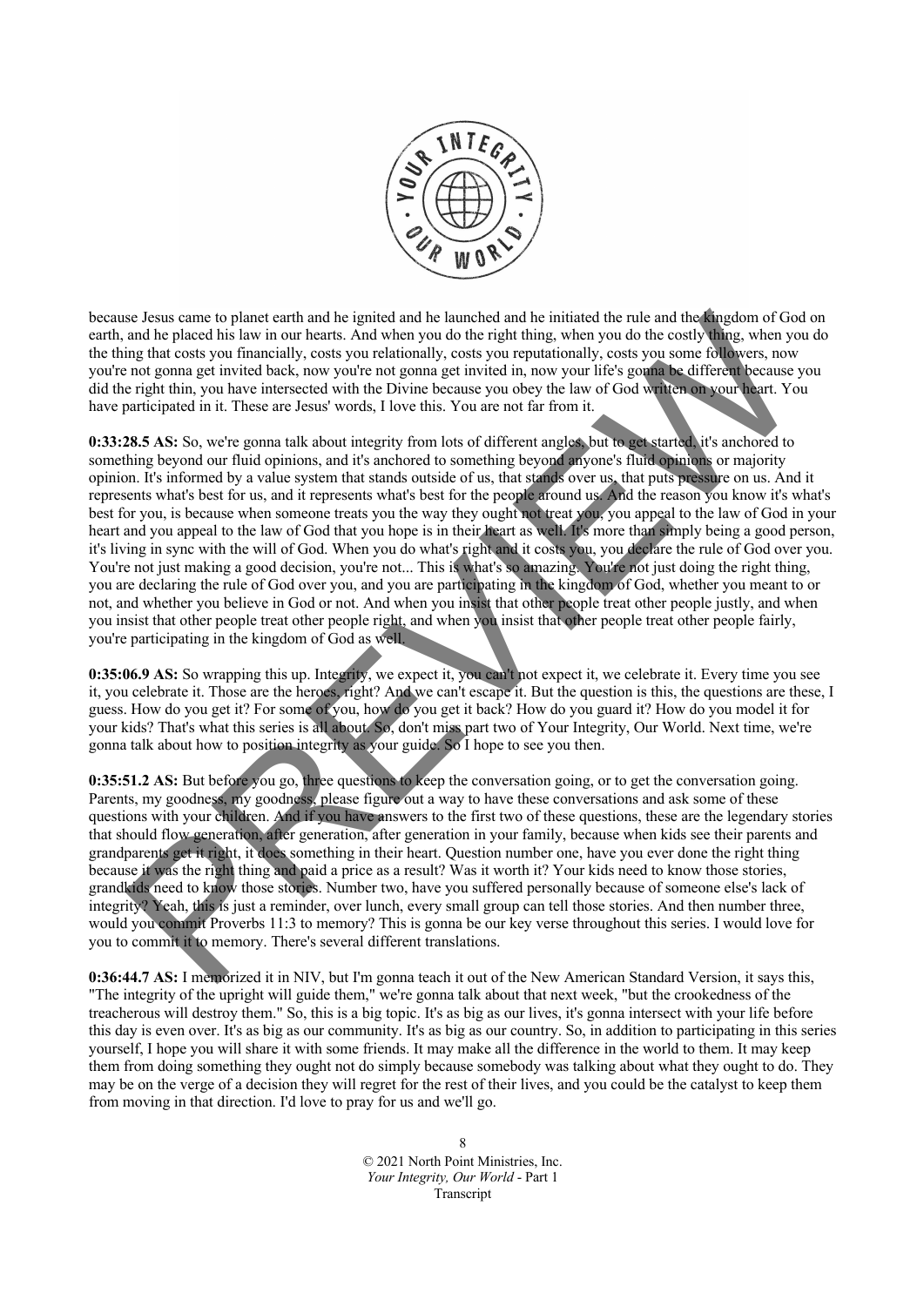because Jesus came to planet earth and he ignited and he launched and he initiated the rule and the kingdom of God on earth, and he placed his law in our hearts. And when you do the right thing, when you do the costly thing, when you do the thing that costs you financially, costs you relationally, costs you reputationally, costs you some followers, now you're not gonna get invited back, now you're not gonna get invited in, now your life's gonna be different because you did the right thin, you have intersected with the Divine because you obey the law of God written on your heart. You have participated in it. These are Jesus' words, I love this. You are not far from it.

**0:33:28.5 AS:** So, we're gonna talk about integrity from lots of different angles, but to get started, it's anchored to something beyond our fluid opinions, and it's anchored to something beyond anyone's fluid opinions or majority opinion. It's informed by a value system that stands outside of us, that stands over us, that puts pressure on us. And it represents what's best for us, and it represents what's best for the people around us. And the reason you know it's what's best for you, is because when someone treats you the way they ought not treat you, you appeal to the law of God in your heart and you appeal to the law of God that you hope is in their heart as well. It's more than simply being a good person, it's living in sync with the will of God. When you do what's right and it costs you, you declare the rule of God over you. You're not just making a good decision, you're not... This is what's so amazing. You're not just doing the right thing, you are declaring the rule of God over you, and you are participating in the kingdom of God, whether you meant to or not, and whether you believe in God or not. And when you insist that other people treat other people justly, and when you insist that other people treat other people right, and when you insist that other people treat other people fairly, you're participating in the kingdom of God as well.

**0:35:06.9 AS:** So wrapping this up. Integrity, we expect it, you can't not expect it, we celebrate it. Every time you see it, you celebrate it. Those are the heroes, right? And we can't escape it. But the question is this, the questions are these, I guess. How do you get it? For some of you, how do you get it back? How do you guard it? How do you model it for your kids? That's what this series is all about. So, don't miss part two of Your Integrity, Our World. Next time, we're gonna talk about how to position integrity as your guide. So I hope to see you then.

**0:35:51.2 AS:** But before you go, three questions to keep the conversation going, or to get the conversation going. Parents, my goodness, my goodness, please figure out a way to have these conversations and ask some of these questions with your children. And if you have answers to the first two of these questions, these are the legendary stories that should flow generation, after generation, after generation in your family, because when kids see their parents and grandparents get it right, it does something in their heart. Question number one, have you ever done the right thing because it was the right thing and paid a price as a result? Was it worth it? Your kids need to know those stories, grandkids need to know those stories. Number two, have you suffered personally because of someone else's lack of integrity? Yeah, this is just a reminder, over lunch, every small group can tell those stories. And then number three, would you commit Proverbs 11:3 to memory? This is gonna be our key verse throughout this series. I would love for you to commit it to memory. There's several different translations.

**0:36:44.7 AS:** I memorized it in NIV, but I'm gonna teach it out of the New American Standard Version, it says this, "The integrity of the upright will guide them," we're gonna talk about that next week, "but the crookedness of the treacherous will destroy them." So, this is a big topic. It's as big as our lives, it's gonna intersect with your life before this day is even over. It's as big as our community. It's as big as our country. So, in addition to participating in this series yourself, I hope you will share it with some friends. It may make all the difference in the world to them. It may keep them from doing something they ought not do simply because somebody was talking about what they ought to do. They may be on the verge of a decision they will regret for the rest of their lives, and you could be the catalyst to keep them from moving in that direction. I'd love to pray for us and we'll go.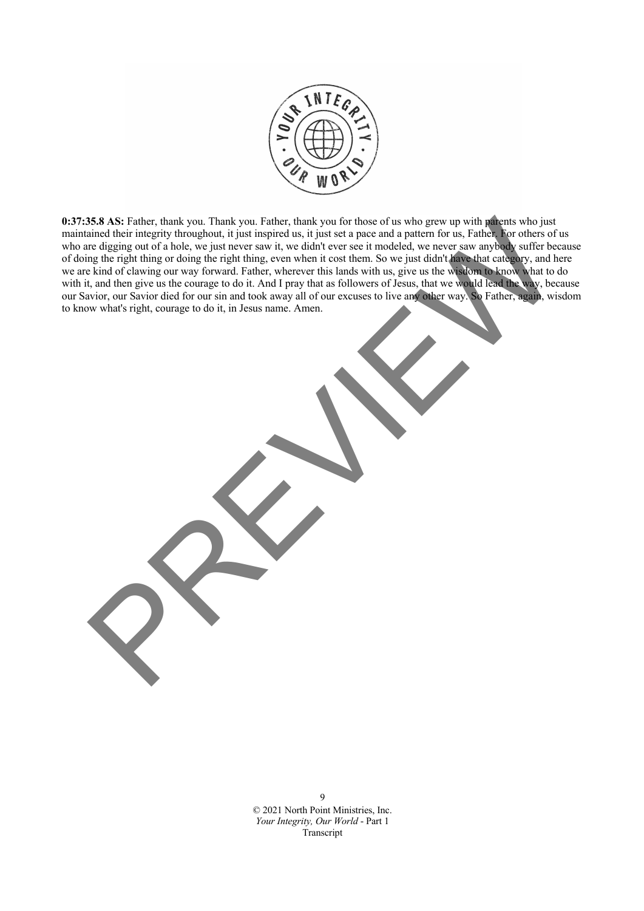**0:37:35.8 AS:** Father, thank you. Thank you. Father, thank you for those of us who grew up with parents who just maintained their integrity throughout, it just inspired us, it just set a pace and a pattern for us, Father. For others of us who are digging out of a hole, we just never saw it, we didn't ever see it modeled, we never saw anybody suffer because of doing the right thing or doing the right thing, even when it cost them. So we just didn't have that category, and here we are kind of clawing our way forward. Father, wherever this lands with us, give us the wisdom to know what to do with it, and then give us the courage to do it. And I pray that as followers of Jesus, that we would lead the way, because our Savior, our Savior died for our sin and took away all of our excuses to live any other way. So Father, again, wisdom to know what's right, courage to do it, in Jesus name. Amen.

© 2021 North Point Ministries, Inc.
*Your Integrity, Our World* - Part 1
Transcript